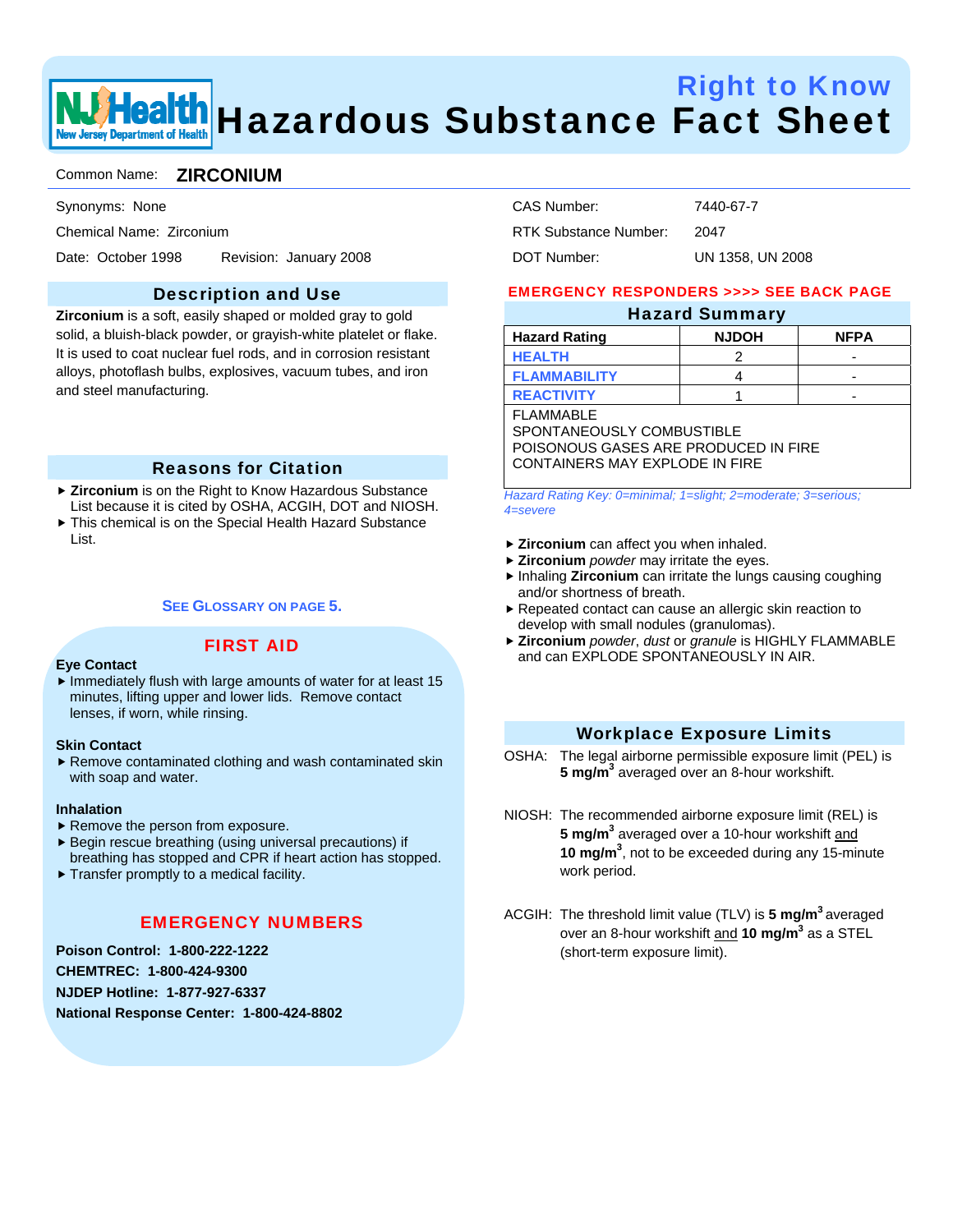# Right to Know
# Hazardous Substance Fact Sheet

Common Name: **ZIRCONIUM**

Synonyms: None

Chemical Name: Zirconium

Date: October 1998 Revision: January 2008

CAS Number: 7440-67-7

RTK Substance Number: 2047

DOT Number: UN 1358, UN 2008

## Description and Use

**Zirconium** is a soft, easily shaped or molded gray to gold solid, a bluish-black powder, or grayish-white platelet or flake. It is used to coat nuclear fuel rods, and in corrosion resistant alloys, photoflash bulbs, explosives, vacuum tubes, and iron and steel manufacturing.

## Reasons for Citation

- **Zirconium** is on the Right to Know Hazardous Substance List because it is cited by OSHA, ACGIH, DOT and NIOSH.
- This chemical is on the Special Health Hazard Substance List.

SEE GLOSSARY ON PAGE 5.

## FIRST AID

**Eye Contact**

- Immediately flush with large amounts of water for at least 15 minutes, lifting upper and lower lids. Remove contact lenses, if worn, while rinsing.

**Skin Contact**

- Remove contaminated clothing and wash contaminated skin with soap and water.

**Inhalation**

- Remove the person from exposure.
- Begin rescue breathing (using universal precautions) if breathing has stopped and CPR if heart action has stopped.
- Transfer promptly to a medical facility.

## EMERGENCY NUMBERS

**Poison Control: 1-800-222-1222**

**CHEMTREC: 1-800-424-9300**

**NJDEP Hotline: 1-877-927-6337**

**National Response Center: 1-800-424-8802**

EMERGENCY RESPONDERS >>>> SEE BACK PAGE

## Hazard Summary

| Hazard Rating | NJDOH | NFPA |
|---|---|---|
| HEALTH | 2 | - |
| FLAMMABILITY | 4 | - |
| REACTIVITY | 1 | - |

FLAMMABLE
SPONTANEOUSLY COMBUSTIBLE
POISONOUS GASES ARE PRODUCED IN FIRE
CONTAINERS MAY EXPLODE IN FIRE

*Hazard Rating Key: 0=minimal; 1=slight; 2=moderate; 3=serious; 4=severe*

- **Zirconium** can affect you when inhaled.
- **Zirconium** *powder* may irritate the eyes.
- Inhaling **Zirconium** can irritate the lungs causing coughing and/or shortness of breath.
- Repeated contact can cause an allergic skin reaction to develop with small nodules (granulomas).
- **Zirconium** *powder*, *dust* or *granule* is HIGHLY FLAMMABLE and can EXPLODE SPONTANEOUSLY IN AIR.

## Workplace Exposure Limits

OSHA: The legal airborne permissible exposure limit (PEL) is **5 mg/m$^3$** averaged over an 8-hour workshift.

NIOSH: The recommended airborne exposure limit (REL) is **5 mg/m$^3$** averaged over a 10-hour workshift and **10 mg/m$^3$**, not to be exceeded during any 15-minute work period.

ACGIH: The threshold limit value (TLV) is **5 mg/m$^3$** averaged over an 8-hour workshift and **10 mg/m$^3$** as a STEL (short-term exposure limit).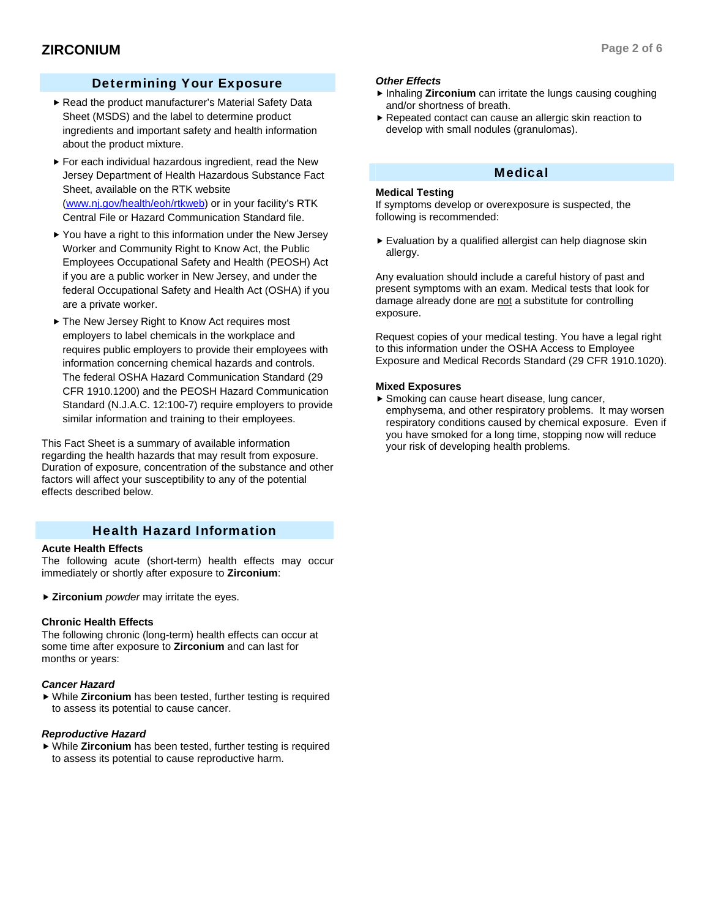## Determining Your Exposure

- Read the product manufacturer's Material Safety Data Sheet (MSDS) and the label to determine product ingredients and important safety and health information about the product mixture.
- For each individual hazardous ingredient, read the New Jersey Department of Health Hazardous Substance Fact Sheet, available on the RTK website (www.nj.gov/health/eoh/rtkweb) or in your facility's RTK Central File or Hazard Communication Standard file.
- You have a right to this information under the New Jersey Worker and Community Right to Know Act, the Public Employees Occupational Safety and Health (PEOSH) Act if you are a public worker in New Jersey, and under the federal Occupational Safety and Health Act (OSHA) if you are a private worker.
- The New Jersey Right to Know Act requires most employers to label chemicals in the workplace and requires public employers to provide their employees with information concerning chemical hazards and controls. The federal OSHA Hazard Communication Standard (29 CFR 1910.1200) and the PEOSH Hazard Communication Standard (N.J.A.C. 12:100-7) require employers to provide similar information and training to their employees.

This Fact Sheet is a summary of available information regarding the health hazards that may result from exposure. Duration of exposure, concentration of the substance and other factors will affect your susceptibility to any of the potential effects described below.

## Health Hazard Information

**Acute Health Effects**
The following acute (short-term) health effects may occur immediately or shortly after exposure to **Zirconium**:

- **Zirconium** *powder* may irritate the eyes.

**Chronic Health Effects**
The following chronic (long-term) health effects can occur at some time after exposure to **Zirconium** and can last for months or years:

***Cancer Hazard***
- While **Zirconium** has been tested, further testing is required to assess its potential to cause cancer.

***Reproductive Hazard***
- While **Zirconium** has been tested, further testing is required to assess its potential to cause reproductive harm.

***Other Effects***
- Inhaling **Zirconium** can irritate the lungs causing coughing and/or shortness of breath.
- Repeated contact can cause an allergic skin reaction to develop with small nodules (granulomas).

## Medical

**Medical Testing**
If symptoms develop or overexposure is suspected, the following is recommended:

- Evaluation by a qualified allergist can help diagnose skin allergy.

Any evaluation should include a careful history of past and present symptoms with an exam. Medical tests that look for damage already done are not a substitute for controlling exposure.

Request copies of your medical testing. You have a legal right to this information under the OSHA Access to Employee Exposure and Medical Records Standard (29 CFR 1910.1020).

**Mixed Exposures**
- Smoking can cause heart disease, lung cancer, emphysema, and other respiratory problems. It may worsen respiratory conditions caused by chemical exposure. Even if you have smoked for a long time, stopping now will reduce your risk of developing health problems.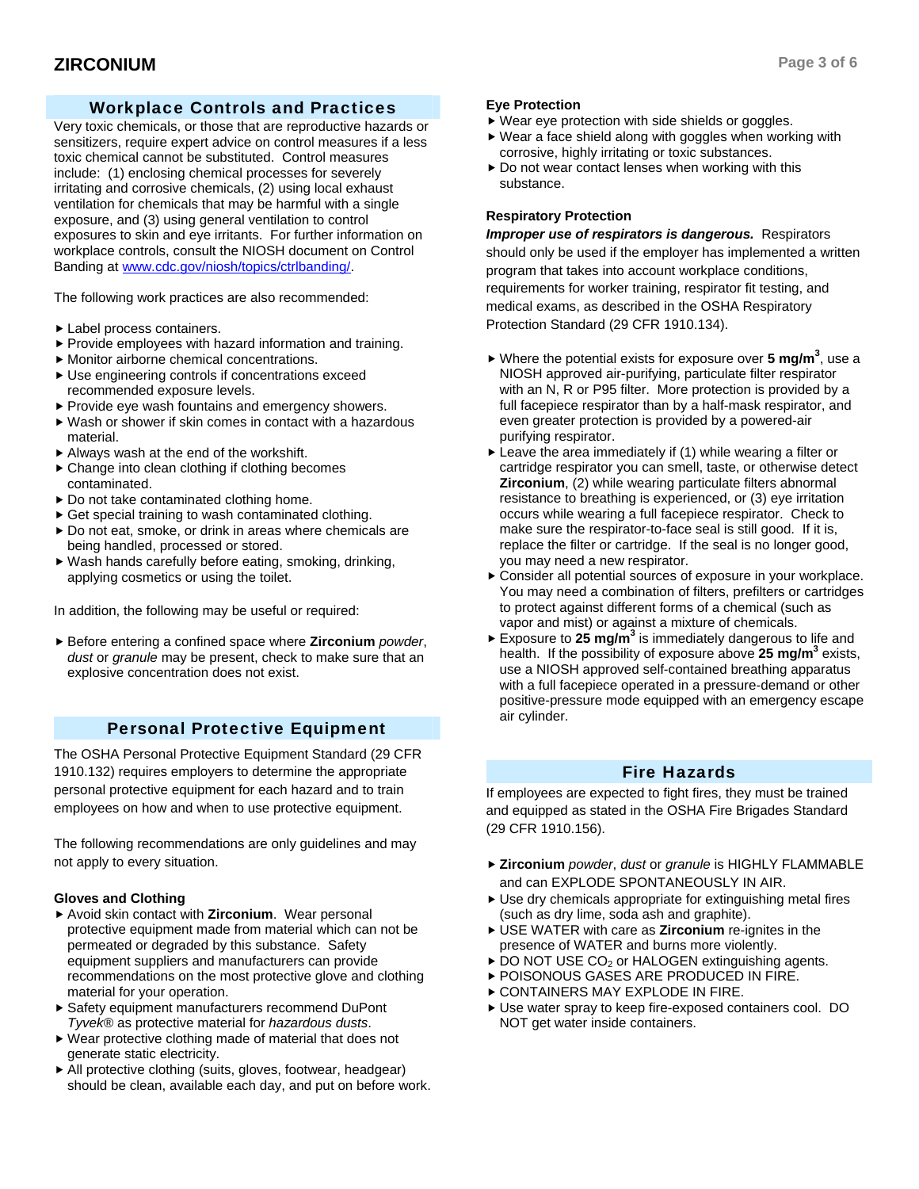## Workplace Controls and Practices

Very toxic chemicals, or those that are reproductive hazards or sensitizers, require expert advice on control measures if a less toxic chemical cannot be substituted. Control measures include: (1) enclosing chemical processes for severely irritating and corrosive chemicals, (2) using local exhaust ventilation for chemicals that may be harmful with a single exposure, and (3) using general ventilation to control exposures to skin and eye irritants. For further information on workplace controls, consult the NIOSH document on Control Banding at www.cdc.gov/niosh/topics/ctrlbanding/.

The following work practices are also recommended:

- Label process containers.
- Provide employees with hazard information and training.
- Monitor airborne chemical concentrations.
- Use engineering controls if concentrations exceed recommended exposure levels.
- Provide eye wash fountains and emergency showers.
- Wash or shower if skin comes in contact with a hazardous material.
- Always wash at the end of the workshift.
- Change into clean clothing if clothing becomes contaminated.
- Do not take contaminated clothing home.
- Get special training to wash contaminated clothing.
- Do not eat, smoke, or drink in areas where chemicals are being handled, processed or stored.
- Wash hands carefully before eating, smoking, drinking, applying cosmetics or using the toilet.

In addition, the following may be useful or required:

- Before entering a confined space where **Zirconium** *powder*, *dust* or *granule* may be present, check to make sure that an explosive concentration does not exist.

## Personal Protective Equipment

The OSHA Personal Protective Equipment Standard (29 CFR 1910.132) requires employers to determine the appropriate personal protective equipment for each hazard and to train employees on how and when to use protective equipment.

The following recommendations are only guidelines and may not apply to every situation.

### Gloves and Clothing

- Avoid skin contact with **Zirconium**. Wear personal protective equipment made from material which can not be permeated or degraded by this substance. Safety equipment suppliers and manufacturers can provide recommendations on the most protective glove and clothing material for your operation.
- Safety equipment manufacturers recommend DuPont *Tyvek®* as protective material for *hazardous dusts*.
- Wear protective clothing made of material that does not generate static electricity.
- All protective clothing (suits, gloves, footwear, headgear) should be clean, available each day, and put on before work.

### Eye Protection

- Wear eye protection with side shields or goggles.
- Wear a face shield along with goggles when working with corrosive, highly irritating or toxic substances.
- Do not wear contact lenses when working with this substance.

### Respiratory Protection

***Improper use of respirators is dangerous.*** Respirators should only be used if the employer has implemented a written program that takes into account workplace conditions, requirements for worker training, respirator fit testing, and medical exams, as described in the OSHA Respiratory Protection Standard (29 CFR 1910.134).

- Where the potential exists for exposure over **5 $mg/m^3$**, use a NIOSH approved air-purifying, particulate filter respirator with an N, R or P95 filter. More protection is provided by a full facepiece respirator than by a half-mask respirator, and even greater protection is provided by a powered-air purifying respirator.
- Leave the area immediately if (1) while wearing a filter or cartridge respirator you can smell, taste, or otherwise detect **Zirconium**, (2) while wearing particulate filters abnormal resistance to breathing is experienced, or (3) eye irritation occurs while wearing a full facepiece respirator. Check to make sure the respirator-to-face seal is still good. If it is, replace the filter or cartridge. If the seal is no longer good, you may need a new respirator.
- Consider all potential sources of exposure in your workplace. You may need a combination of filters, prefilters or cartridges to protect against different forms of a chemical (such as vapor and mist) or against a mixture of chemicals.
- Exposure to **25 $mg/m^3$** is immediately dangerous to life and health. If the possibility of exposure above **25 $mg/m^3$** exists, use a NIOSH approved self-contained breathing apparatus with a full facepiece operated in a pressure-demand or other positive-pressure mode equipped with an emergency escape air cylinder.

## Fire Hazards

If employees are expected to fight fires, they must be trained and equipped as stated in the OSHA Fire Brigades Standard (29 CFR 1910.156).

- **Zirconium** *powder*, *dust* or *granule* is HIGHLY FLAMMABLE and can EXPLODE SPONTANEOUSLY IN AIR.
- Use dry chemicals appropriate for extinguishing metal fires (such as dry lime, soda ash and graphite).
- USE WATER with care as **Zirconium** re-ignites in the presence of WATER and burns more violently.
- DO NOT USE $CO_2$ or HALOGEN extinguishing agents.
- POISONOUS GASES ARE PRODUCED IN FIRE.
- CONTAINERS MAY EXPLODE IN FIRE.
- Use water spray to keep fire-exposed containers cool. DO NOT get water inside containers.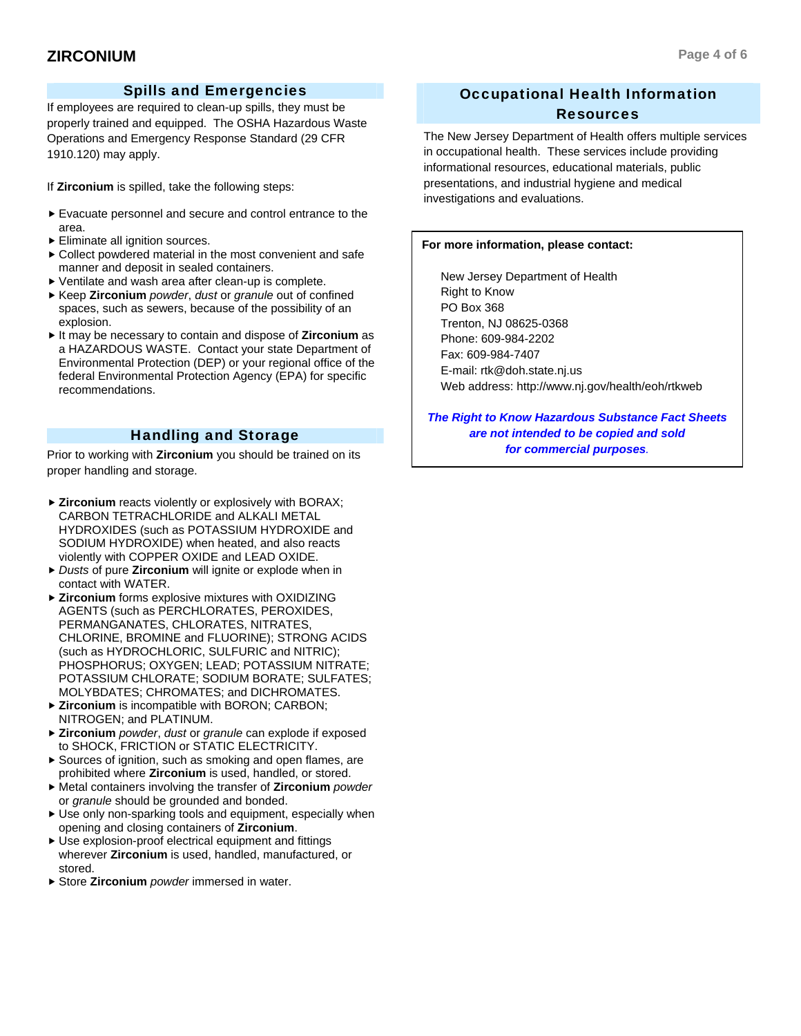## Spills and Emergencies

If employees are required to clean-up spills, they must be properly trained and equipped. The OSHA Hazardous Waste Operations and Emergency Response Standard (29 CFR 1910.120) may apply.

If **Zirconium** is spilled, take the following steps:

- Evacuate personnel and secure and control entrance to the area.
- Eliminate all ignition sources.
- Collect powdered material in the most convenient and safe manner and deposit in sealed containers.
- Ventilate and wash area after clean-up is complete.
- Keep **Zirconium** *powder*, *dust* or *granule* out of confined spaces, such as sewers, because of the possibility of an explosion.
- It may be necessary to contain and dispose of **Zirconium** as a HAZARDOUS WASTE. Contact your state Department of Environmental Protection (DEP) or your regional office of the federal Environmental Protection Agency (EPA) for specific recommendations.

## Handling and Storage

Prior to working with **Zirconium** you should be trained on its proper handling and storage.

- **Zirconium** reacts violently or explosively with BORAX; CARBON TETRACHLORIDE and ALKALI METAL HYDROXIDES (such as POTASSIUM HYDROXIDE and SODIUM HYDROXIDE) when heated, and also reacts violently with COPPER OXIDE and LEAD OXIDE.
- *Dusts* of pure **Zirconium** will ignite or explode when in contact with WATER.
- **Zirconium** forms explosive mixtures with OXIDIZING AGENTS (such as PERCHLORATES, PEROXIDES, PERMANGANATES, CHLORATES, NITRATES, CHLORINE, BROMINE and FLUORINE); STRONG ACIDS (such as HYDROCHLORIC, SULFURIC and NITRIC); PHOSPHORUS; OXYGEN; LEAD; POTASSIUM NITRATE; POTASSIUM CHLORATE; SODIUM BORATE; SULFATES; MOLYBDATES; CHROMATES; and DICHROMATES.
- **Zirconium** is incompatible with BORON; CARBON; NITROGEN; and PLATINUM.
- **Zirconium** *powder*, *dust* or *granule* can explode if exposed to SHOCK, FRICTION or STATIC ELECTRICITY.
- Sources of ignition, such as smoking and open flames, are prohibited where **Zirconium** is used, handled, or stored.
- Metal containers involving the transfer of **Zirconium** *powder* or *granule* should be grounded and bonded.
- Use only non-sparking tools and equipment, especially when opening and closing containers of **Zirconium**.
- Use explosion-proof electrical equipment and fittings wherever **Zirconium** is used, handled, manufactured, or stored.
- Store **Zirconium** *powder* immersed in water.

## Occupational Health Information Resources

The New Jersey Department of Health offers multiple services in occupational health. These services include providing informational resources, educational materials, public presentations, and industrial hygiene and medical investigations and evaluations.

**For more information, please contact:**

New Jersey Department of Health
Right to Know
PO Box 368
Trenton, NJ 08625-0368
Phone: 609-984-2202
Fax: 609-984-7407
E-mail: rtk@doh.state.nj.us
Web address: http://www.nj.gov/health/eoh/rtkweb

***The Right to Know Hazardous Substance Fact Sheets are not intended to be copied and sold for commercial purposes.***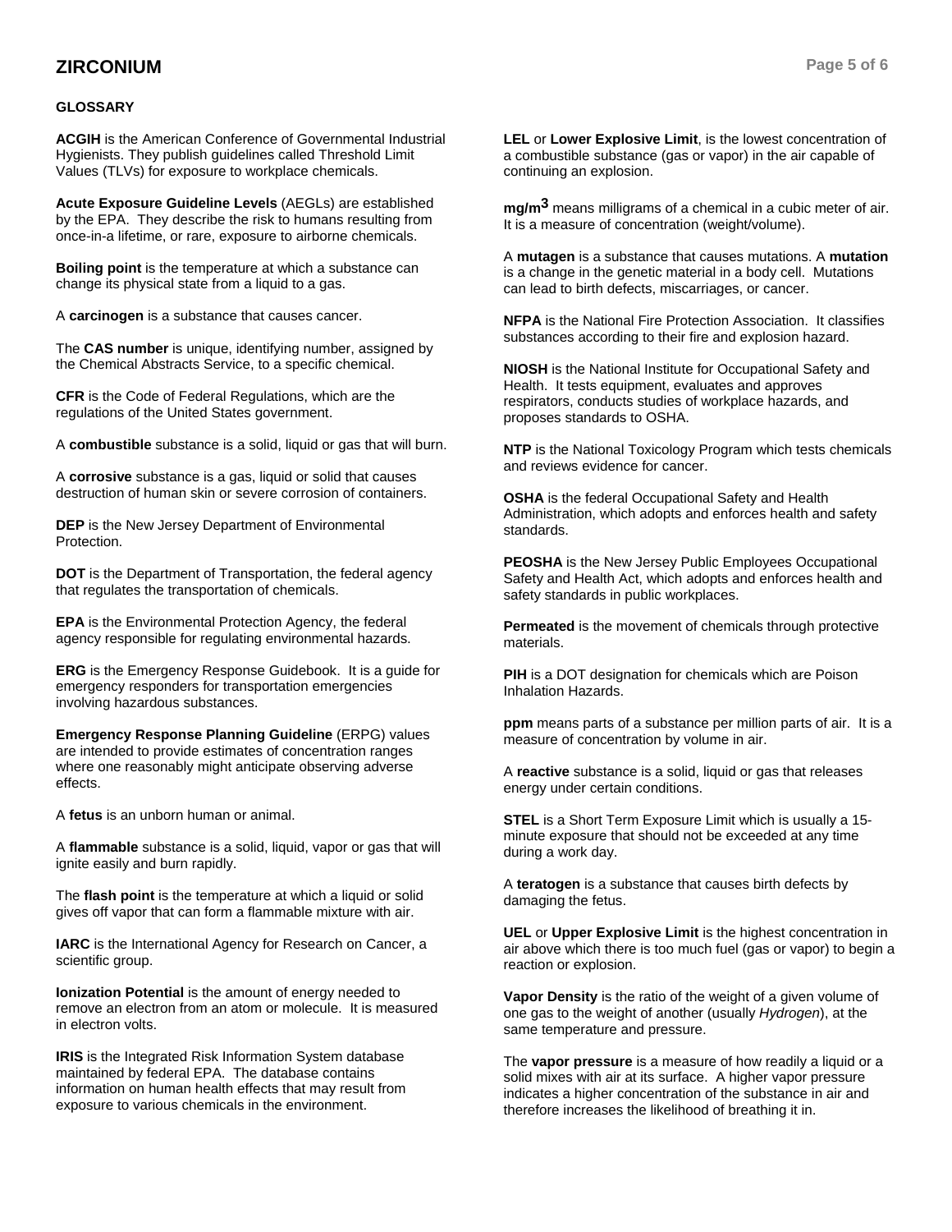## GLOSSARY

**ACGIH** is the American Conference of Governmental Industrial Hygienists. They publish guidelines called Threshold Limit Values (TLVs) for exposure to workplace chemicals.

**Acute Exposure Guideline Levels** (AEGLs) are established by the EPA. They describe the risk to humans resulting from once-in-a lifetime, or rare, exposure to airborne chemicals.

**Boiling point** is the temperature at which a substance can change its physical state from a liquid to a gas.

A **carcinogen** is a substance that causes cancer.

The **CAS number** is unique, identifying number, assigned by the Chemical Abstracts Service, to a specific chemical.

**CFR** is the Code of Federal Regulations, which are the regulations of the United States government.

A **combustible** substance is a solid, liquid or gas that will burn.

A **corrosive** substance is a gas, liquid or solid that causes destruction of human skin or severe corrosion of containers.

**DEP** is the New Jersey Department of Environmental Protection.

**DOT** is the Department of Transportation, the federal agency that regulates the transportation of chemicals.

**EPA** is the Environmental Protection Agency, the federal agency responsible for regulating environmental hazards.

**ERG** is the Emergency Response Guidebook. It is a guide for emergency responders for transportation emergencies involving hazardous substances.

**Emergency Response Planning Guideline** (ERPG) values are intended to provide estimates of concentration ranges where one reasonably might anticipate observing adverse effects.

A **fetus** is an unborn human or animal.

A **flammable** substance is a solid, liquid, vapor or gas that will ignite easily and burn rapidly.

The **flash point** is the temperature at which a liquid or solid gives off vapor that can form a flammable mixture with air.

**IARC** is the International Agency for Research on Cancer, a scientific group.

**Ionization Potential** is the amount of energy needed to remove an electron from an atom or molecule. It is measured in electron volts.

**IRIS** is the Integrated Risk Information System database maintained by federal EPA. The database contains information on human health effects that may result from exposure to various chemicals in the environment.

**LEL** or **Lower Explosive Limit**, is the lowest concentration of a combustible substance (gas or vapor) in the air capable of continuing an explosion.

**mg/m$^3$** means milligrams of a chemical in a cubic meter of air. It is a measure of concentration (weight/volume).

A **mutagen** is a substance that causes mutations. A **mutation** is a change in the genetic material in a body cell. Mutations can lead to birth defects, miscarriages, or cancer.

**NFPA** is the National Fire Protection Association. It classifies substances according to their fire and explosion hazard.

**NIOSH** is the National Institute for Occupational Safety and Health. It tests equipment, evaluates and approves respirators, conducts studies of workplace hazards, and proposes standards to OSHA.

**NTP** is the National Toxicology Program which tests chemicals and reviews evidence for cancer.

**OSHA** is the federal Occupational Safety and Health Administration, which adopts and enforces health and safety standards.

**PEOSHA** is the New Jersey Public Employees Occupational Safety and Health Act, which adopts and enforces health and safety standards in public workplaces.

**Permeated** is the movement of chemicals through protective materials.

**PIH** is a DOT designation for chemicals which are Poison Inhalation Hazards.

**ppm** means parts of a substance per million parts of air. It is a measure of concentration by volume in air.

A **reactive** substance is a solid, liquid or gas that releases energy under certain conditions.

**STEL** is a Short Term Exposure Limit which is usually a 15-minute exposure that should not be exceeded at any time during a work day.

A **teratogen** is a substance that causes birth defects by damaging the fetus.

**UEL** or **Upper Explosive Limit** is the highest concentration in air above which there is too much fuel (gas or vapor) to begin a reaction or explosion.

**Vapor Density** is the ratio of the weight of a given volume of one gas to the weight of another (usually *Hydrogen*), at the same temperature and pressure.

The **vapor pressure** is a measure of how readily a liquid or a solid mixes with air at its surface. A higher vapor pressure indicates a higher concentration of the substance in air and therefore increases the likelihood of breathing it in.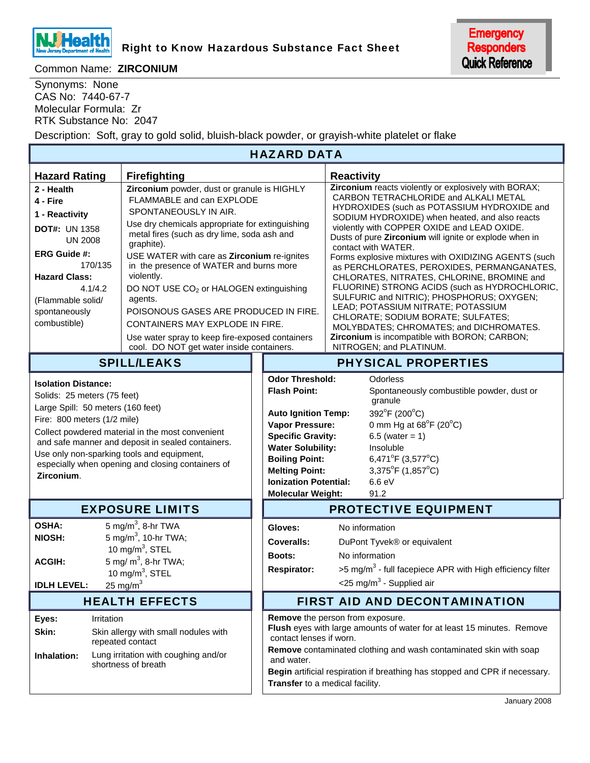Right to Know Hazardous Substance Fact Sheet

**Emergency Responders Quick Reference**

Common Name: **ZIRCONIUM**

Synonyms: None
CAS No: 7440-67-7
Molecular Formula: Zr
RTK Substance No: 2047

Description: Soft, gray to gold solid, bluish-black powder, or grayish-white platelet or flake

## HAZARD DATA

| Hazard Rating | Firefighting | Reactivity |
|---|---|---|
| **2 - Health**<br>**4 - Fire**<br>**1 - Reactivity**<br>**DOT#:** UN 1358<br>UN 2008<br>**ERG Guide #:** 170/135<br>**Hazard Class:** 4.1/4.2<br>(Flammable solid/ spontaneously combustible) | **Zirconium** powder, dust or granule is HIGHLY FLAMMABLE and can EXPLODE SPONTANEOUSLY IN AIR.<br>Use dry chemicals appropriate for extinguishing metal fires (such as dry lime, soda ash and graphite).<br>USE WATER with care as **Zirconium** re-ignites in the presence of WATER and burns more violently.<br>DO NOT USE $CO_2$ or HALOGEN extinguishing agents.<br>POISONOUS GASES ARE PRODUCED IN FIRE.<br>CONTAINERS MAY EXPLODE IN FIRE.<br>Use water spray to keep fire-exposed containers cool. DO NOT get water inside containers. | **Zirconium** reacts violently or explosively with BORAX; CARBON TETRACHLORIDE and ALKALI METAL HYDROXIDES (such as POTASSIUM HYDROXIDE and SODIUM HYDROXIDE) when heated, and also reacts violently with COPPER OXIDE and LEAD OXIDE.<br>Dusts of pure **Zirconium** will ignite or explode when in contact with WATER.<br>Forms explosive mixtures with OXIDIZING AGENTS (such as PERCHLORATES, PEROXIDES, PERMANGANATES, CHLORATES, NITRATES, CHLORINE, BROMINE and FLUORINE) STRONG ACIDS (such as HYDROCHLORIC, SULFURIC and NITRIC); PHOSPHORUS; OXYGEN; LEAD; POTASSIUM NITRATE; POTASSIUM CHLORATE; SODIUM BORATE; SULFATES; MOLYBDATES; CHROMATES; and DICHROMATES.<br>**Zirconium** is incompatible with BORON; CARBON; NITROGEN; and PLATINUM. |

## SPILL/LEAKS

**Isolation Distance:**

Solids: 25 meters (75 feet)

Large Spill: 50 meters (160 feet)

Fire: 800 meters (1/2 mile)

Collect powdered material in the most convenient and safe manner and deposit in sealed containers.

Use only non-sparking tools and equipment, especially when opening and closing containers of **Zirconium**.

## PHYSICAL PROPERTIES

| | |
|---|---|
| **Odor Threshold:** | Odorless |
| **Flash Point:** | Spontaneously combustible powder, dust or granule |
| **Auto Ignition Temp:** | 392°F (200°C) |
| **Vapor Pressure:** | 0 mm Hg at 68°F (20°C) |
| **Specific Gravity:** | 6.5 (water = 1) |
| **Water Solubility:** | Insoluble |
| **Boiling Point:** | 6,471°F (3,577°C) |
| **Melting Point:** | 3,375°F (1,857°C) |
| **Ionization Potential:** | 6.6 eV |
| **Molecular Weight:** | 91.2 |

## EXPOSURE LIMITS

| | |
|---|---|
| **OSHA:** | 5 $mg/m^3$, 8-hr TWA |
| **NIOSH:** | 5 $mg/m^3$, 10-hr TWA; 10 $mg/m^3$, STEL |
| **ACGIH:** | 5 $mg/m^3$, 8-hr TWA; 10 $mg/m^3$, STEL |
| **IDLH LEVEL:** | 25 $mg/m^3$ |

## PROTECTIVE EQUIPMENT

| | |
|---|---|
| **Gloves:** | No information |
| **Coveralls:** | DuPont Tyvek® or equivalent |
| **Boots:** | No information |
| **Respirator:** | >5 $mg/m^3$ - full facepiece APR with High efficiency filter<br><25 $mg/m^3$ - Supplied air |

## HEALTH EFFECTS

| | |
|---|---|
| **Eyes:** | Irritation |
| **Skin:** | Skin allergy with small nodules with repeated contact |
| **Inhalation:** | Lung irritation with coughing and/or shortness of breath |

## FIRST AID AND DECONTAMINATION

**Remove** the person from exposure.

**Flush** eyes with large amounts of water for at least 15 minutes. Remove contact lenses if worn.

**Remove** contaminated clothing and wash contaminated skin with soap and water.

**Begin** artificial respiration if breathing has stopped and CPR if necessary.

**Transfer** to a medical facility.

January 2008